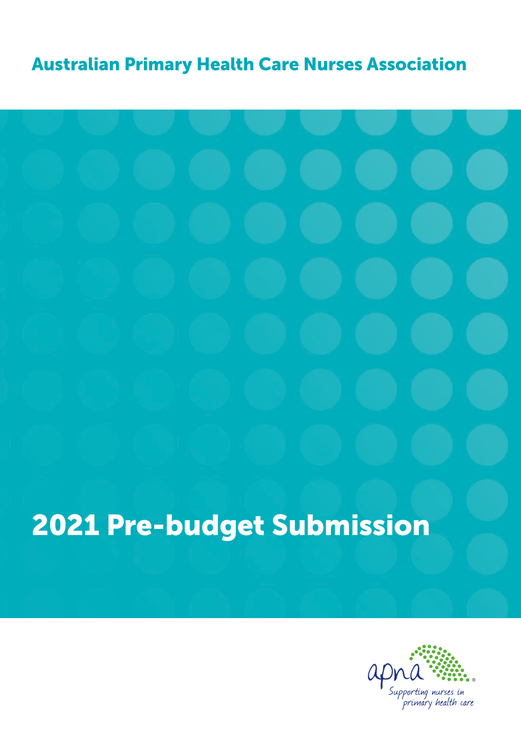Australian Primary Health Care Nurses Association

# 2021 Pre-budget Submission

apna

Supporting nurses in primary health care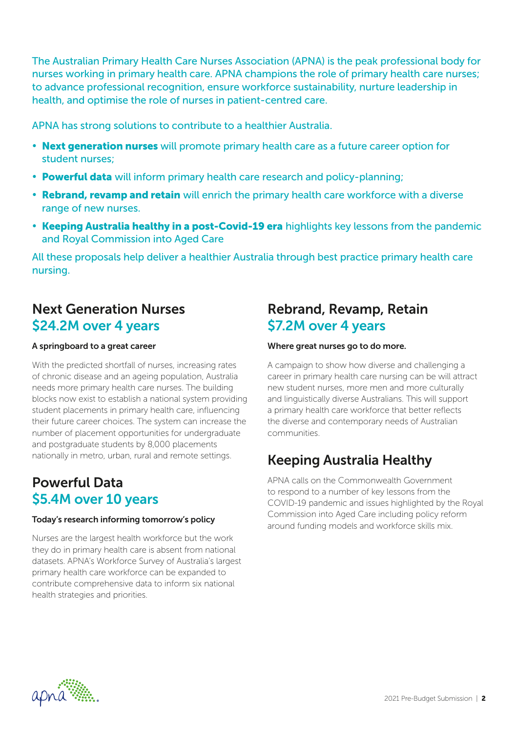The Australian Primary Health Care Nurses Association (APNA) is the peak professional body for nurses working in primary health care. APNA champions the role of primary health care nurses; to advance professional recognition, ensure workforce sustainability, nurture leadership in health, and optimise the role of nurses in patient-centred care.

APNA has strong solutions to contribute to a healthier Australia.

- **Next generation nurses** will promote primary health care as a future career option for student nurses;
- **Powerful data** will inform primary health care research and policy-planning;
- **Rebrand, revamp and retain** will enrich the primary health care workforce with a diverse range of new nurses.
- **Keeping Australia healthy in a post-Covid-19 era** highlights key lessons from the pandemic and Royal Commission into Aged Care

All these proposals help deliver a healthier Australia through best practice primary health care nursing.

## Next Generation Nurses
## $24.2M over 4 years

**A springboard to a great career**

With the predicted shortfall of nurses, increasing rates of chronic disease and an ageing population, Australia needs more primary health care nurses. The building blocks now exist to establish a national system providing student placements in primary health care, influencing their future career choices. The system can increase the number of placement opportunities for undergraduate and postgraduate students by 8,000 placements nationally in metro, urban, rural and remote settings.

## Powerful Data
## $5.4M over 10 years

**Today's research informing tomorrow's policy**

Nurses are the largest health workforce but the work they do in primary health care is absent from national datasets. APNA's Workforce Survey of Australia's largest primary health care workforce can be expanded to contribute comprehensive data to inform six national health strategies and priorities.

## Rebrand, Revamp, Retain
## $7.2M over 4 years

**Where great nurses go to do more.**

A campaign to show how diverse and challenging a career in primary health care nursing can be will attract new student nurses, more men and more culturally and linguistically diverse Australians. This will support a primary health care workforce that better reflects the diverse and contemporary needs of Australian communities.

## Keeping Australia Healthy

APNA calls on the Commonwealth Government to respond to a number of key lessons from the COVID-19 pandemic and issues highlighted by the Royal Commission into Aged Care including policy reform around funding models and workforce skills mix.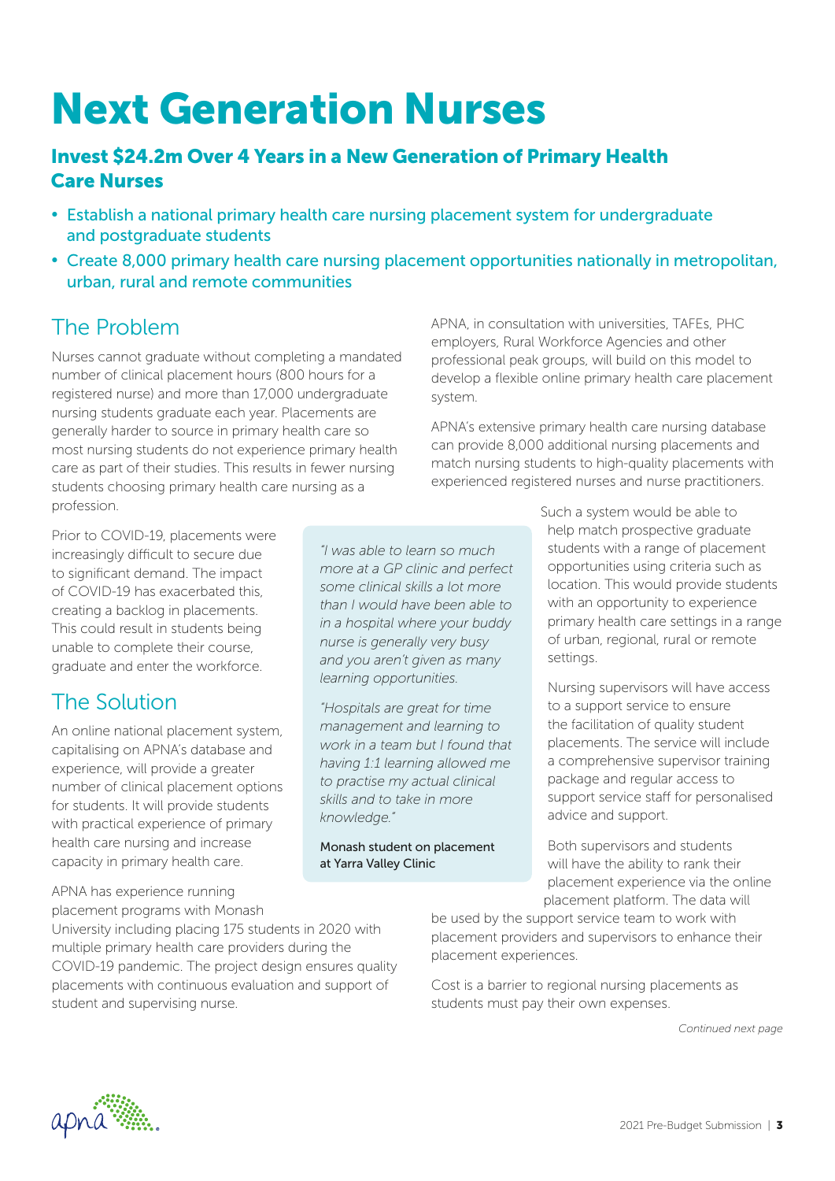# Next Generation Nurses

## Invest $24.2m Over 4 Years in a New Generation of Primary Health Care Nurses

- Establish a national primary health care nursing placement system for undergraduate and postgraduate students
- Create 8,000 primary health care nursing placement opportunities nationally in metropolitan, urban, rural and remote communities

## The Problem

Nurses cannot graduate without completing a mandated number of clinical placement hours (800 hours for a registered nurse) and more than 17,000 undergraduate nursing students graduate each year. Placements are generally harder to source in primary health care so most nursing students do not experience primary health care as part of their studies. This results in fewer nursing students choosing primary health care nursing as a profession.

Prior to COVID-19, placements were increasingly difficult to secure due to significant demand. The impact of COVID-19 has exacerbated this, creating a backlog in placements. This could result in students being unable to complete their course, graduate and enter the workforce.

## The Solution

An online national placement system, capitalising on APNA's database and experience, will provide a greater number of clinical placement options for students. It will provide students with practical experience of primary health care nursing and increase capacity in primary health care.

APNA has experience running placement programs with Monash University including placing 175 students in 2020 with multiple primary health care providers during the COVID-19 pandemic. The project design ensures quality placements with continuous evaluation and support of student and supervising nurse.

> *"I was able to learn so much more at a GP clinic and perfect some clinical skills a lot more than I would have been able to in a hospital where your buddy nurse is generally very busy and you aren't given as many learning opportunities.*
>
> *"Hospitals are great for time management and learning to work in a team but I found that having 1:1 learning allowed me to practise my actual clinical skills and to take in more knowledge."*
>
> Monash student on placement at Yarra Valley Clinic

APNA, in consultation with universities, TAFEs, PHC employers, Rural Workforce Agencies and other professional peak groups, will build on this model to develop a flexible online primary health care placement system.

APNA's extensive primary health care nursing database can provide 8,000 additional nursing placements and match nursing students to high-quality placements with experienced registered nurses and nurse practitioners.

Such a system would be able to help match prospective graduate students with a range of placement opportunities using criteria such as location. This would provide students with an opportunity to experience primary health care settings in a range of urban, regional, rural or remote settings.

Nursing supervisors will have access to a support service to ensure the facilitation of quality student placements. The service will include a comprehensive supervisor training package and regular access to support service staff for personalised advice and support.

Both supervisors and students will have the ability to rank their placement experience via the online placement platform. The data will be used by the support service team to work with placement providers and supervisors to enhance their placement experiences.

Cost is a barrier to regional nursing placements as students must pay their own expenses.

*Continued next page*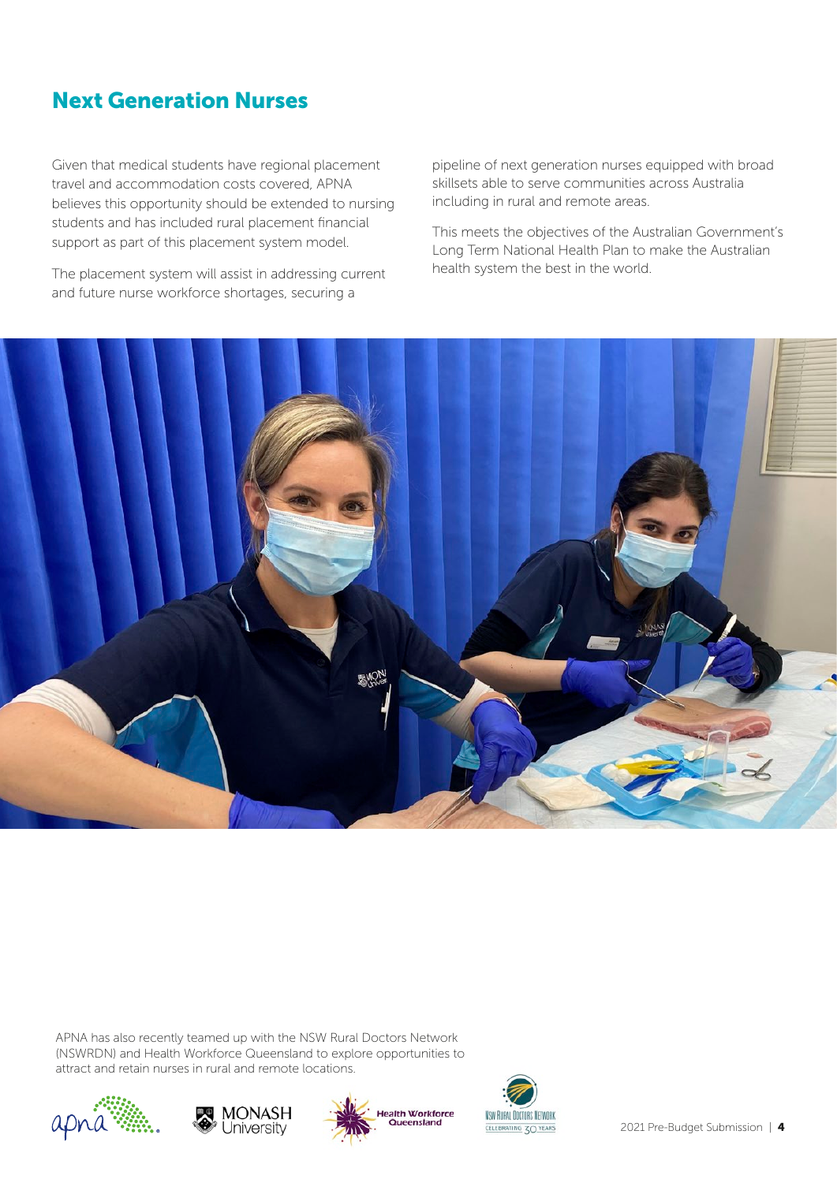## Next Generation Nurses

Given that medical students have regional placement travel and accommodation costs covered, APNA believes this opportunity should be extended to nursing students and has included rural placement financial support as part of this placement system model.

The placement system will assist in addressing current and future nurse workforce shortages, securing a pipeline of next generation nurses equipped with broad skillsets able to serve communities across Australia including in rural and remote areas.

This meets the objectives of the Australian Government's Long Term National Health Plan to make the Australian health system the best in the world.

APNA has also recently teamed up with the NSW Rural Doctors Network (NSWRDN) and Health Workforce Queensland to explore opportunities to attract and retain nurses in rural and remote locations.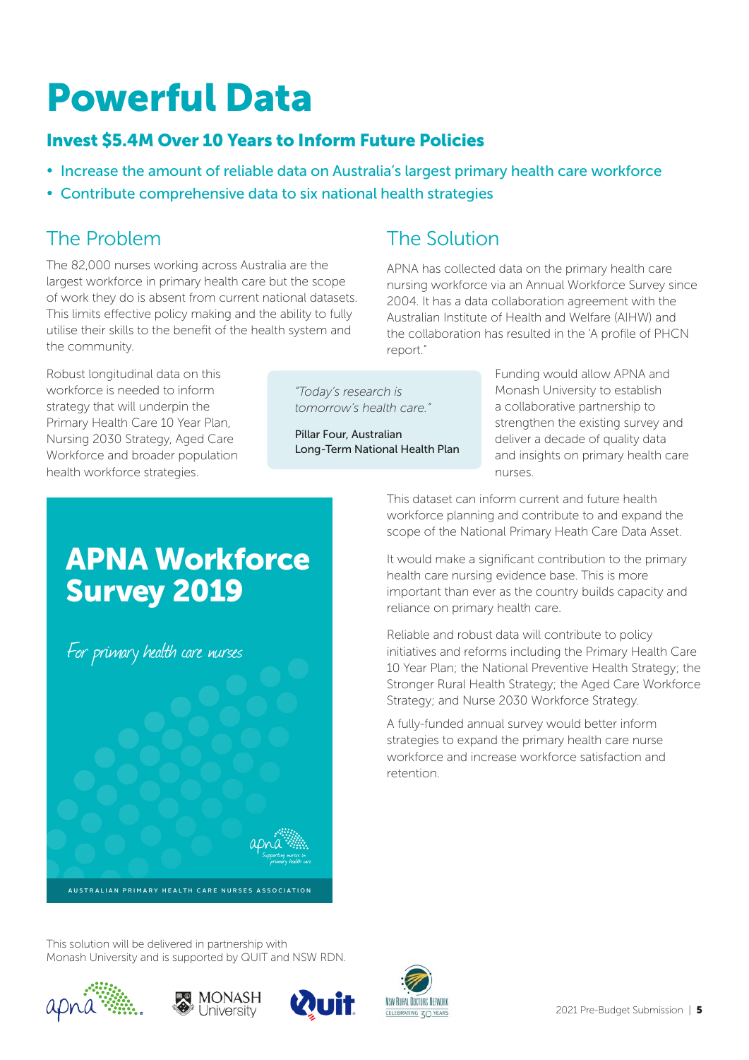# Powerful Data

## Invest $5.4M Over 10 Years to Inform Future Policies

- Increase the amount of reliable data on Australia's largest primary health care workforce
- Contribute comprehensive data to six national health strategies

## The Problem

The 82,000 nurses working across Australia are the largest workforce in primary health care but the scope of work they do is absent from current national datasets. This limits effective policy making and the ability to fully utilise their skills to the benefit of the health system and the community.

Robust longitudinal data on this workforce is needed to inform strategy that will underpin the Primary Health Care 10 Year Plan, Nursing 2030 Strategy, Aged Care Workforce and broader population health workforce strategies.

> *"Today's research is tomorrow's health care."*
>
> Pillar Four, Australian Long-Term National Health Plan

**APNA Workforce Survey 2019**

*For primary health care nurses*

AUSTRALIAN PRIMARY HEALTH CARE NURSES ASSOCIATION

## The Solution

APNA has collected data on the primary health care nursing workforce via an Annual Workforce Survey since 2004. It has a data collaboration agreement with the Australian Institute of Health and Welfare (AIHW) and the collaboration has resulted in the 'A profile of PHCN report.'

Funding would allow APNA and Monash University to establish a collaborative partnership to strengthen the existing survey and deliver a decade of quality data and insights on primary health care nurses.

This dataset can inform current and future health workforce planning and contribute to and expand the scope of the National Primary Heath Care Data Asset.

It would make a significant contribution to the primary health care nursing evidence base. This is more important than ever as the country builds capacity and reliance on primary health care.

Reliable and robust data will contribute to policy initiatives and reforms including the Primary Health Care 10 Year Plan; the National Preventive Health Strategy; the Stronger Rural Health Strategy; the Aged Care Workforce Strategy; and Nurse 2030 Workforce Strategy.

A fully-funded annual survey would better inform strategies to expand the primary health care nurse workforce and increase workforce satisfaction and retention.

This solution will be delivered in partnership with Monash University and is supported by QUIT and NSW RDN.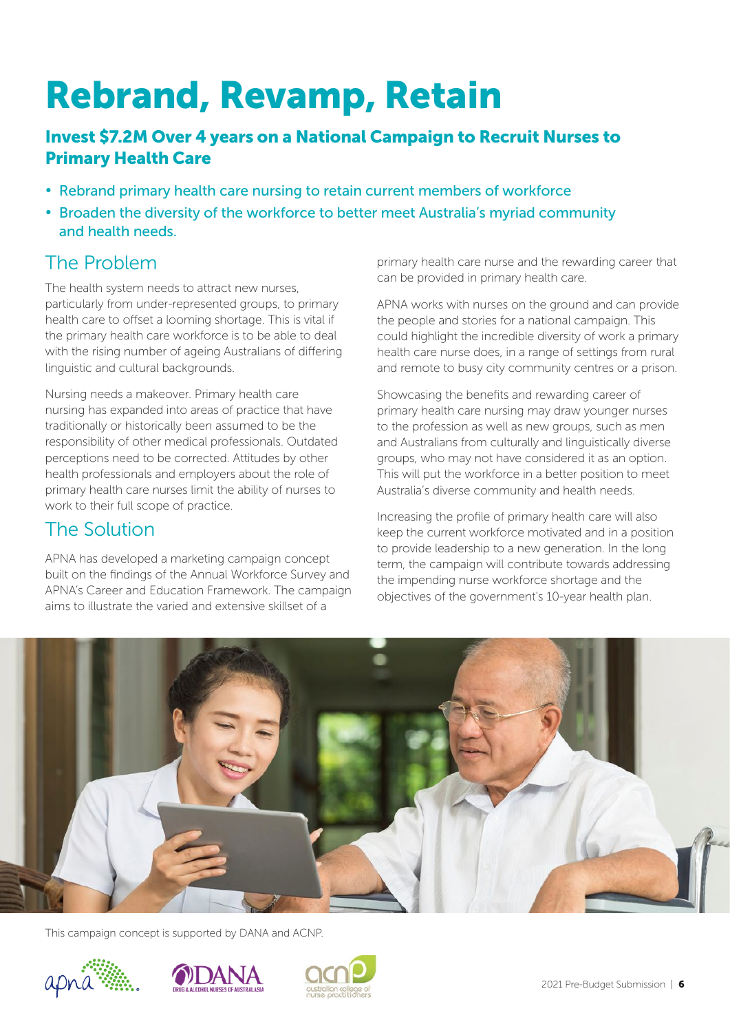# Rebrand, Revamp, Retain

## Invest $7.2M Over 4 years on a National Campaign to Recruit Nurses to Primary Health Care

- Rebrand primary health care nursing to retain current members of workforce
- Broaden the diversity of the workforce to better meet Australia's myriad community and health needs.

## The Problem

The health system needs to attract new nurses, particularly from under-represented groups, to primary health care to offset a looming shortage. This is vital if the primary health care workforce is to be able to deal with the rising number of ageing Australians of differing linguistic and cultural backgrounds.

Nursing needs a makeover. Primary health care nursing has expanded into areas of practice that have traditionally or historically been assumed to be the responsibility of other medical professionals. Outdated perceptions need to be corrected. Attitudes by other health professionals and employers about the role of primary health care nurses limit the ability of nurses to work to their full scope of practice.

## The Solution

APNA has developed a marketing campaign concept built on the findings of the Annual Workforce Survey and APNA's Career and Education Framework. The campaign aims to illustrate the varied and extensive skillset of a primary health care nurse and the rewarding career that can be provided in primary health care.

APNA works with nurses on the ground and can provide the people and stories for a national campaign. This could highlight the incredible diversity of work a primary health care nurse does, in a range of settings from rural and remote to busy city community centres or a prison.

Showcasing the benefits and rewarding career of primary health care nursing may draw younger nurses to the profession as well as new groups, such as men and Australians from culturally and linguistically diverse groups, who may not have considered it as an option. This will put the workforce in a better position to meet Australia's diverse community and health needs.

Increasing the profile of primary health care will also keep the current workforce motivated and in a position to provide leadership to a new generation. In the long term, the campaign will contribute towards addressing the impending nurse workforce shortage and the objectives of the government's 10-year health plan.

This campaign concept is supported by DANA and ACNP.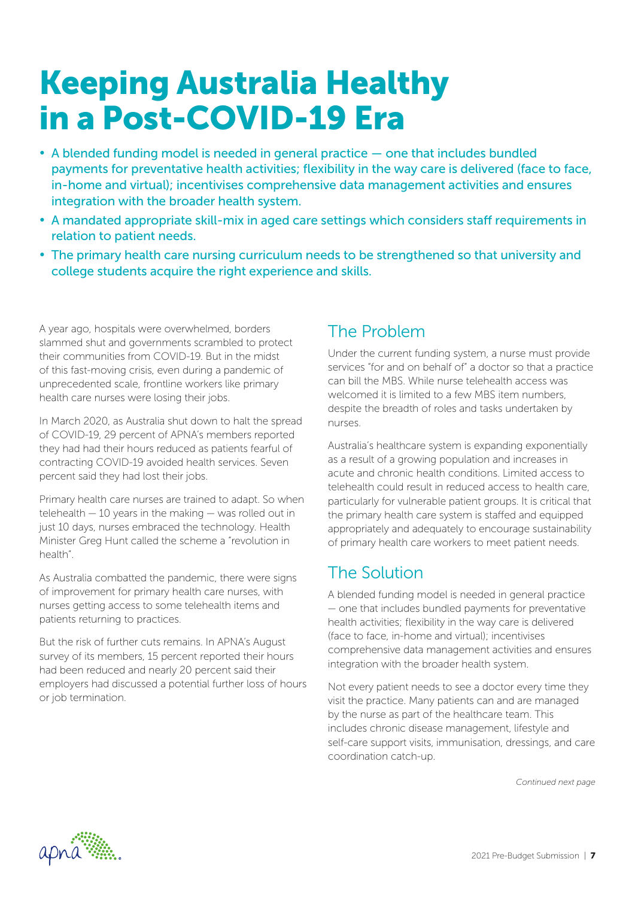# Keeping Australia Healthy in a Post-COVID-19 Era

- A blended funding model is needed in general practice — one that includes bundled payments for preventative health activities; flexibility in the way care is delivered (face to face, in-home and virtual); incentivises comprehensive data management activities and ensures integration with the broader health system.
- A mandated appropriate skill-mix in aged care settings which considers staff requirements in relation to patient needs.
- The primary health care nursing curriculum needs to be strengthened so that university and college students acquire the right experience and skills.

A year ago, hospitals were overwhelmed, borders slammed shut and governments scrambled to protect their communities from COVID-19. But in the midst of this fast-moving crisis, even during a pandemic of unprecedented scale, frontline workers like primary health care nurses were losing their jobs.

In March 2020, as Australia shut down to halt the spread of COVID-19, 29 percent of APNA's members reported they had had their hours reduced as patients fearful of contracting COVID-19 avoided health services. Seven percent said they had lost their jobs.

Primary health care nurses are trained to adapt. So when telehealth — 10 years in the making — was rolled out in just 10 days, nurses embraced the technology. Health Minister Greg Hunt called the scheme a "revolution in health".

As Australia combatted the pandemic, there were signs of improvement for primary health care nurses, with nurses getting access to some telehealth items and patients returning to practices.

But the risk of further cuts remains. In APNA's August survey of its members, 15 percent reported their hours had been reduced and nearly 20 percent said their employers had discussed a potential further loss of hours or job termination.

## The Problem

Under the current funding system, a nurse must provide services "for and on behalf of" a doctor so that a practice can bill the MBS. While nurse telehealth access was welcomed it is limited to a few MBS item numbers, despite the breadth of roles and tasks undertaken by nurses.

Australia's healthcare system is expanding exponentially as a result of a growing population and increases in acute and chronic health conditions. Limited access to telehealth could result in reduced access to health care, particularly for vulnerable patient groups. It is critical that the primary health care system is staffed and equipped appropriately and adequately to encourage sustainability of primary health care workers to meet patient needs.

## The Solution

A blended funding model is needed in general practice — one that includes bundled payments for preventative health activities; flexibility in the way care is delivered (face to face, in-home and virtual); incentivises comprehensive data management activities and ensures integration with the broader health system.

Not every patient needs to see a doctor every time they visit the practice. Many patients can and are managed by the nurse as part of the healthcare team. This includes chronic disease management, lifestyle and self-care support visits, immunisation, dressings, and care coordination catch-up.

*Continued next page*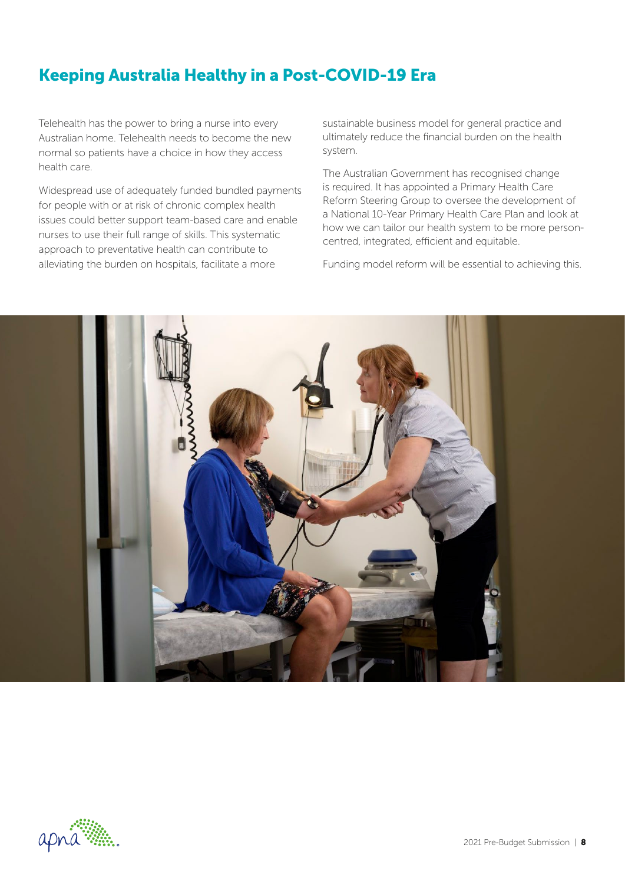## Keeping Australia Healthy in a Post-COVID-19 Era

Telehealth has the power to bring a nurse into every Australian home. Telehealth needs to become the new normal so patients have a choice in how they access health care.

Widespread use of adequately funded bundled payments for people with or at risk of chronic complex health issues could better support team-based care and enable nurses to use their full range of skills. This systematic approach to preventative health can contribute to alleviating the burden on hospitals, facilitate a more sustainable business model for general practice and ultimately reduce the financial burden on the health system.

The Australian Government has recognised change is required. It has appointed a Primary Health Care Reform Steering Group to oversee the development of a National 10-Year Primary Health Care Plan and look at how we can tailor our health system to be more person-centred, integrated, efficient and equitable.

Funding model reform will be essential to achieving this.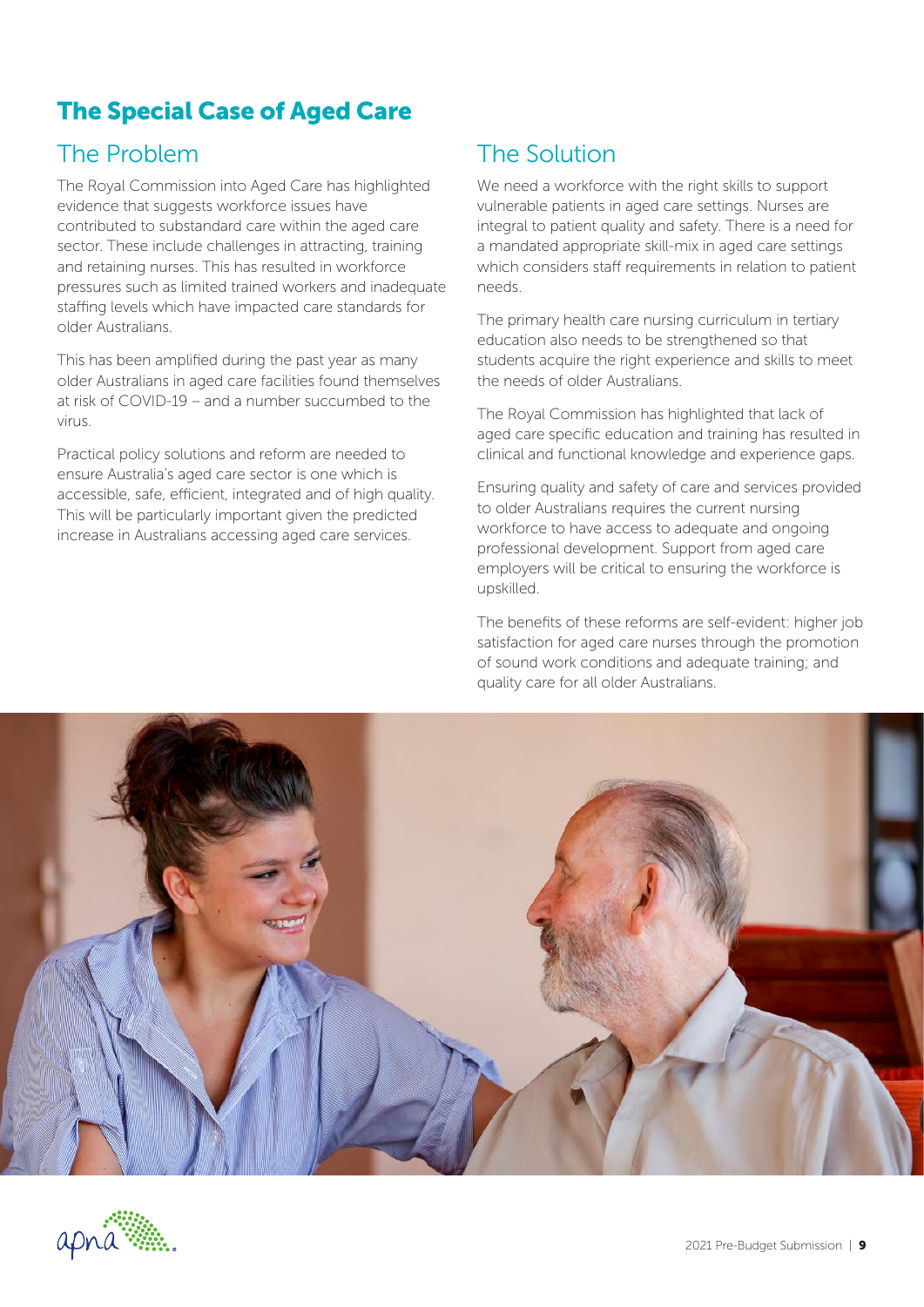# The Special Case of Aged Care

## The Problem

The Royal Commission into Aged Care has highlighted evidence that suggests workforce issues have contributed to substandard care within the aged care sector. These include challenges in attracting, training and retaining nurses. This has resulted in workforce pressures such as limited trained workers and inadequate staffing levels which have impacted care standards for older Australians.

This has been amplified during the past year as many older Australians in aged care facilities found themselves at risk of COVID-19 – and a number succumbed to the virus.

Practical policy solutions and reform are needed to ensure Australia's aged care sector is one which is accessible, safe, efficient, integrated and of high quality. This will be particularly important given the predicted increase in Australians accessing aged care services.

## The Solution

We need a workforce with the right skills to support vulnerable patients in aged care settings. Nurses are integral to patient quality and safety. There is a need for a mandated appropriate skill-mix in aged care settings which considers staff requirements in relation to patient needs.

The primary health care nursing curriculum in tertiary education also needs to be strengthened so that students acquire the right experience and skills to meet the needs of older Australians.

The Royal Commission has highlighted that lack of aged care specific education and training has resulted in clinical and functional knowledge and experience gaps.

Ensuring quality and safety of care and services provided to older Australians requires the current nursing workforce to have access to adequate and ongoing professional development. Support from aged care employers will be critical to ensuring the workforce is upskilled.

The benefits of these reforms are self-evident: higher job satisfaction for aged care nurses through the promotion of sound work conditions and adequate training; and quality care for all older Australians.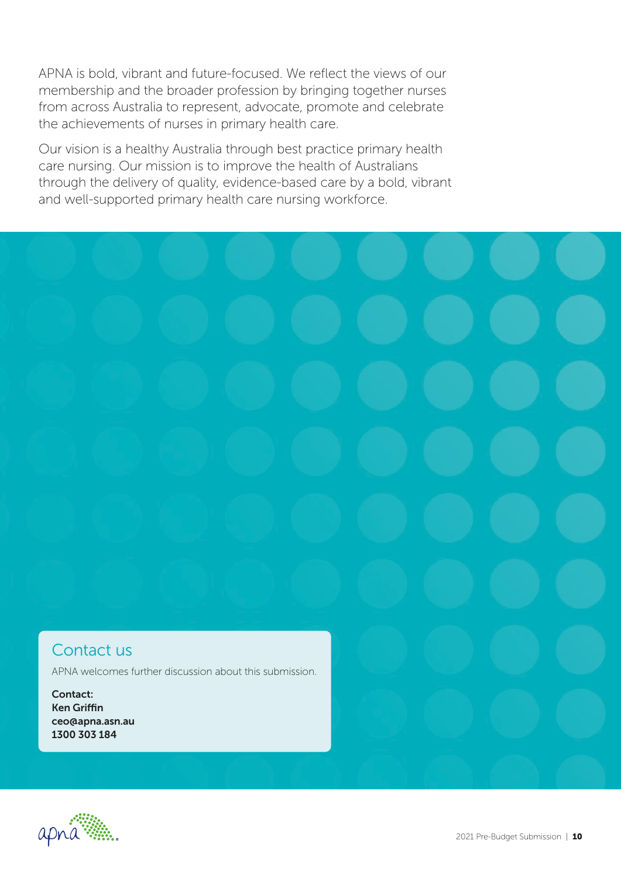APNA is bold, vibrant and future-focused. We reflect the views of our membership and the broader profession by bringing together nurses from across Australia to represent, advocate, promote and celebrate the achievements of nurses in primary health care.

Our vision is a healthy Australia through best practice primary health care nursing. Our mission is to improve the health of Australians through the delivery of quality, evidence-based care by a bold, vibrant and well-supported primary health care nursing workforce.

## Contact us

APNA welcomes further discussion about this submission.

**Contact:**
**Ken Griffin**
**ceo@apna.asn.au**
**1300 303 184**